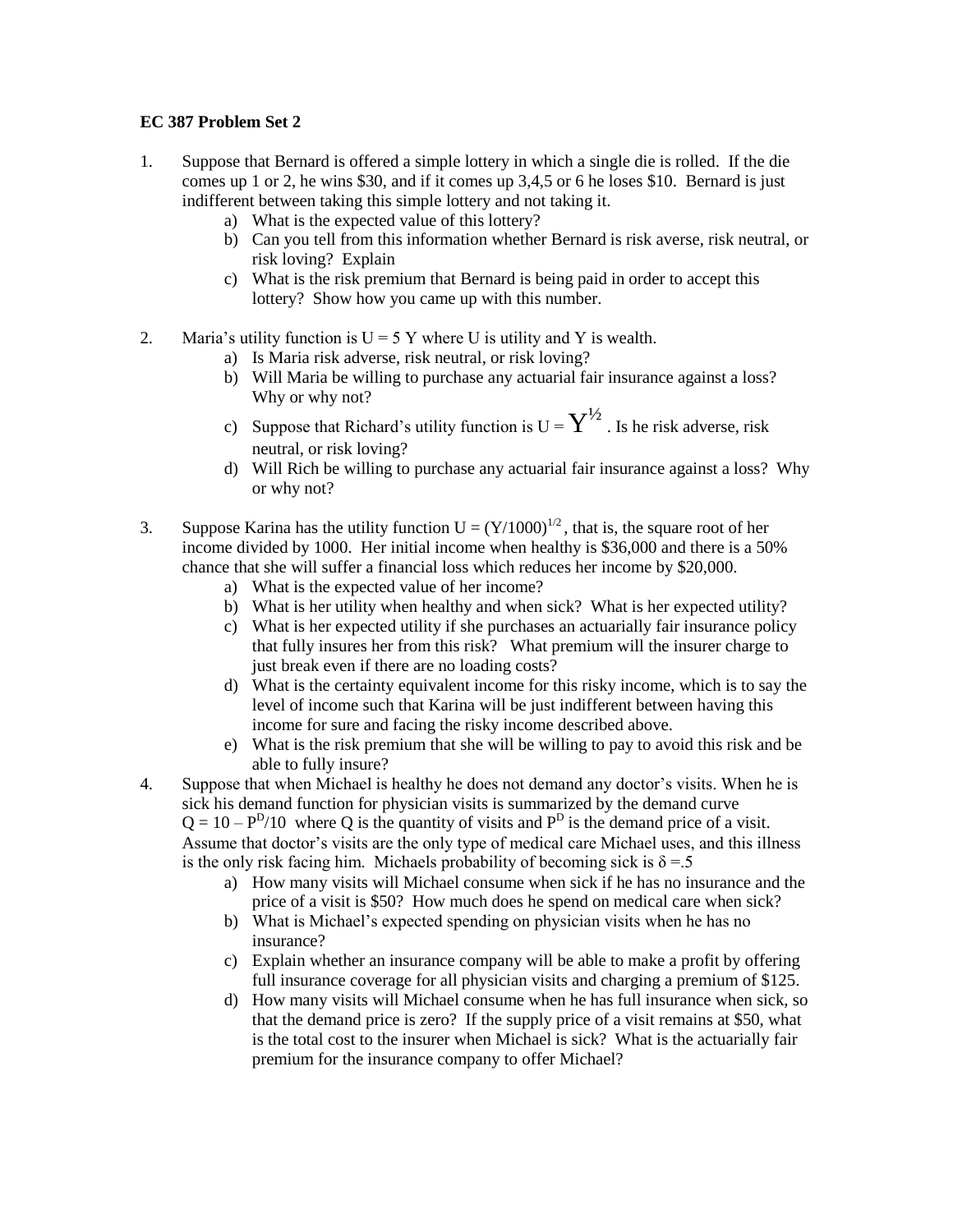**EC 387 Problem Set 2**

1. Suppose that Bernard is offered a simple lottery in which a single die is rolled. If the die comes up 1 or 2, he wins $30, and if it comes up 3,4,5 or 6 he loses $10. Bernard is just indifferent between taking this simple lottery and not taking it.
   a) What is the expected value of this lottery?
   b) Can you tell from this information whether Bernard is risk averse, risk neutral, or risk loving? Explain
   c) What is the risk premium that Bernard is being paid in order to accept this lottery? Show how you came up with this number.

2. Maria's utility function is U = 5 Y where U is utility and Y is wealth.
   a) Is Maria risk adverse, risk neutral, or risk loving?
   b) Will Maria be willing to purchase any actuarial fair insurance against a loss? Why or why not?
   c) Suppose that Richard's utility function is U = $Y^{½}$ . Is he risk adverse, risk neutral, or risk loving?
   d) Will Rich be willing to purchase any actuarial fair insurance against a loss? Why or why not?

3. Suppose Karina has the utility function U = $(Y/1000)^{1/2}$ , that is, the square root of her income divided by 1000. Her initial income when healthy is $36,000 and there is a 50% chance that she will suffer a financial loss which reduces her income by $20,000.
   a) What is the expected value of her income?
   b) What is her utility when healthy and when sick? What is her expected utility?
   c) What is her expected utility if she purchases an actuarially fair insurance policy that fully insures her from this risk? What premium will the insurer charge to just break even if there are no loading costs?
   d) What is the certainty equivalent income for this risky income, which is to say the level of income such that Karina will be just indifferent between having this income for sure and facing the risky income described above.
   e) What is the risk premium that she will be willing to pay to avoid this risk and be able to fully insure?

4. Suppose that when Michael is healthy he does not demand any doctor's visits. When he is sick his demand function for physician visits is summarized by the demand curve $Q = 10 - P^D/10$ where Q is the quantity of visits and $P^D$ is the demand price of a visit. Assume that doctor's visits are the only type of medical care Michael uses, and this illness is the only risk facing him. Michaels probability of becoming sick is $\delta = .5$
   a) How many visits will Michael consume when sick if he has no insurance and the price of a visit is $50? How much does he spend on medical care when sick?
   b) What is Michael's expected spending on physician visits when he has no insurance?
   c) Explain whether an insurance company will be able to make a profit by offering full insurance coverage for all physician visits and charging a premium of $125.
   d) How many visits will Michael consume when he has full insurance when sick, so that the demand price is zero? If the supply price of a visit remains at $50, what is the total cost to the insurer when Michael is sick? What is the actuarially fair premium for the insurance company to offer Michael?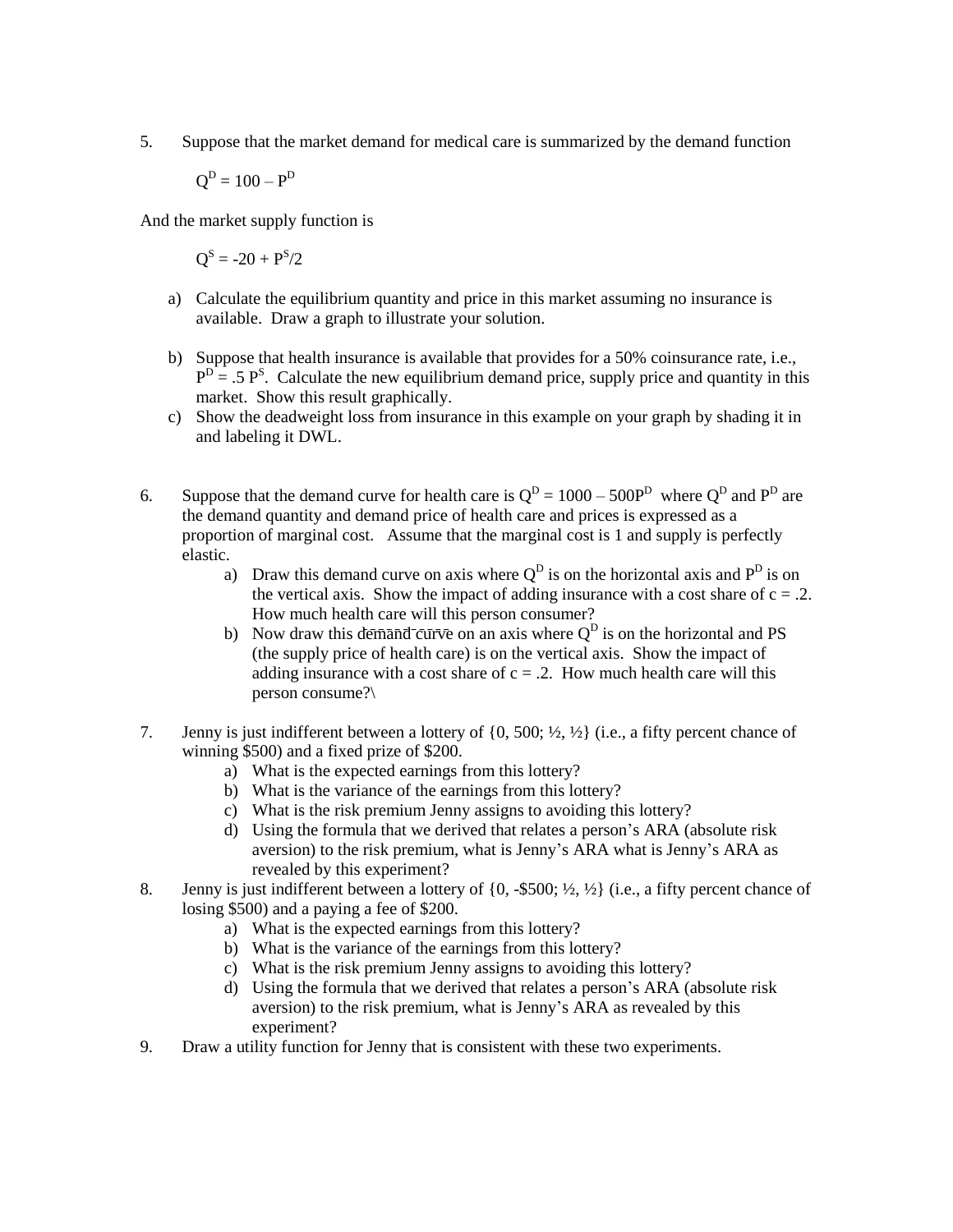5. Suppose that the market demand for medical care is summarized by the demand function

$$Q^D = 100 – P^D$$

And the market supply function is

$$Q^S = -20 + P^S/2$$

a) Calculate the equilibrium quantity and price in this market assuming no insurance is available. Draw a graph to illustrate your solution.

b) Suppose that health insurance is available that provides for a 50% coinsurance rate, i.e., $P^D = .5\ P^S$. Calculate the new equilibrium demand price, supply price and quantity in this market. Show this result graphically.

c) Show the deadweight loss from insurance in this example on your graph by shading it in and labeling it DWL.

6. Suppose that the demand curve for health care is $Q^D = 1000 – 500P^D$ where $Q^D$ and $P^D$ are the demand quantity and demand price of health care and prices is expressed as a proportion of marginal cost. Assume that the marginal cost is 1 and supply is perfectly elastic.
   a) Draw this demand curve on axis where $Q^D$ is on the horizontal axis and $P^D$ is on the vertical axis. Show the impact of adding insurance with a cost share of c = .2. How much health care will this person consumer?
   b) Now draw this ~~demand curve~~ on an axis where $Q^D$ is on the horizontal and PS (the supply price of health care) is on the vertical axis. Show the impact of adding insurance with a cost share of c = .2. How much health care will this person consume?\

7. Jenny is just indifferent between a lottery of {0, 500; ½, ½} (i.e., a fifty percent chance of winning $500) and a fixed prize of $200.
   a) What is the expected earnings from this lottery?
   b) What is the variance of the earnings from this lottery?
   c) What is the risk premium Jenny assigns to avoiding this lottery?
   d) Using the formula that we derived that relates a person's ARA (absolute risk aversion) to the risk premium, what is Jenny's ARA what is Jenny's ARA as revealed by this experiment?

8. Jenny is just indifferent between a lottery of {0, -$500; ½, ½} (i.e., a fifty percent chance of losing $500) and a paying a fee of $200.
   a) What is the expected earnings from this lottery?
   b) What is the variance of the earnings from this lottery?
   c) What is the risk premium Jenny assigns to avoiding this lottery?
   d) Using the formula that we derived that relates a person's ARA (absolute risk aversion) to the risk premium, what is Jenny's ARA as revealed by this experiment?

9. Draw a utility function for Jenny that is consistent with these two experiments.